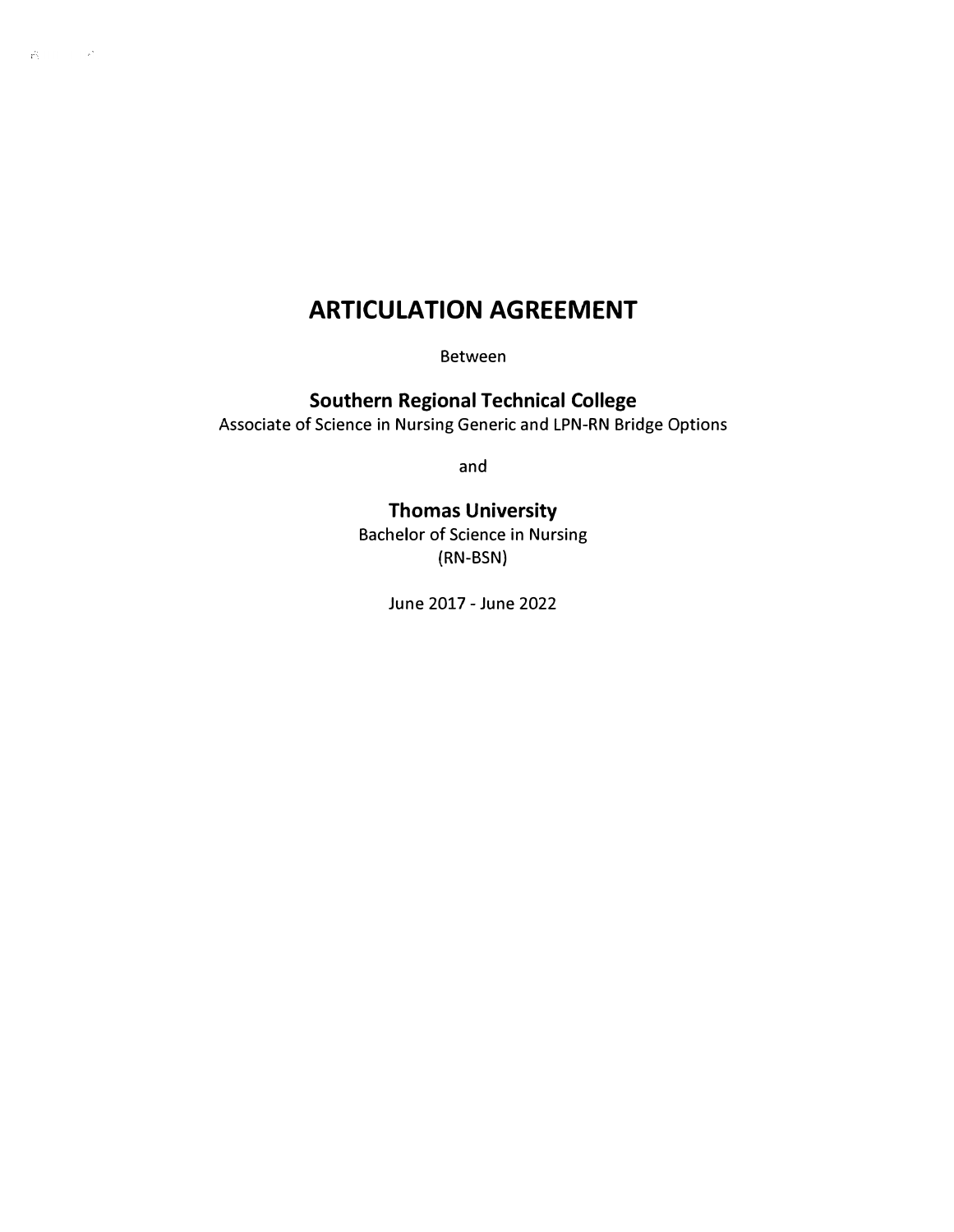# ARTICULATION AGREEMENT

Between

## Southern Regional Technical College

Associate of Science in Nursing Generic and LPN-RN Bridge Options

and

## Thomas University

Bachelor of Science in Nursing
(RN-BSN)

June 2017 - June 2022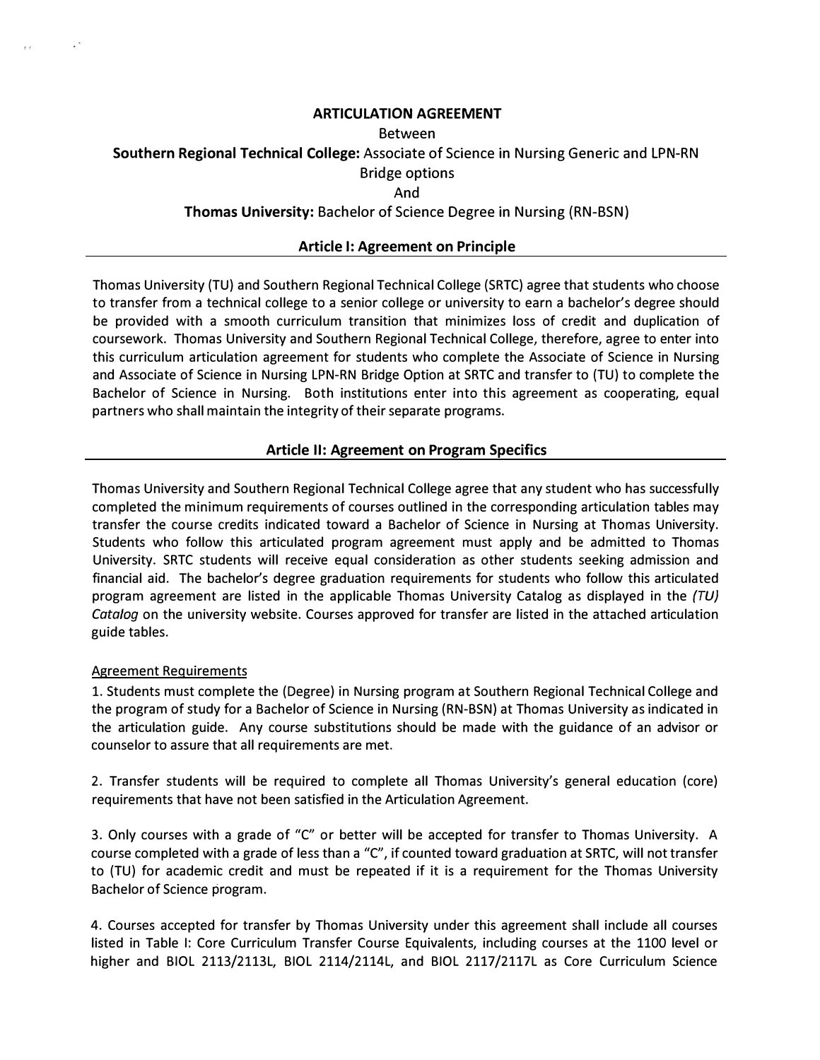# ARTICULATION AGREEMENT

Between

**Southern Regional Technical College:** Associate of Science in Nursing Generic and LPN-RN Bridge options

And

**Thomas University:** Bachelor of Science Degree in Nursing (RN-BSN)

## Article I: Agreement on Principle

Thomas University (TU) and Southern Regional Technical College (SRTC) agree that students who choose to transfer from a technical college to a senior college or university to earn a bachelor's degree should be provided with a smooth curriculum transition that minimizes loss of credit and duplication of coursework. Thomas University and Southern Regional Technical College, therefore, agree to enter into this curriculum articulation agreement for students who complete the Associate of Science in Nursing and Associate of Science in Nursing LPN-RN Bridge Option at SRTC and transfer to (TU) to complete the Bachelor of Science in Nursing. Both institutions enter into this agreement as cooperating, equal partners who shall maintain the integrity of their separate programs.

## Article II: Agreement on Program Specifics

Thomas University and Southern Regional Technical College agree that any student who has successfully completed the minimum requirements of courses outlined in the corresponding articulation tables may transfer the course credits indicated toward a Bachelor of Science in Nursing at Thomas University. Students who follow this articulated program agreement must apply and be admitted to Thomas University. SRTC students will receive equal consideration as other students seeking admission and financial aid. The bachelor's degree graduation requirements for students who follow this articulated program agreement are listed in the applicable Thomas University Catalog as displayed in the *(TU) Catalog* on the university website. Courses approved for transfer are listed in the attached articulation guide tables.

Agreement Requirements

1. Students must complete the (Degree) in Nursing program at Southern Regional Technical College and the program of study for a Bachelor of Science in Nursing (RN-BSN) at Thomas University as indicated in the articulation guide. Any course substitutions should be made with the guidance of an advisor or counselor to assure that all requirements are met.

2. Transfer students will be required to complete all Thomas University's general education (core) requirements that have not been satisfied in the Articulation Agreement.

3. Only courses with a grade of "C" or better will be accepted for transfer to Thomas University. A course completed with a grade of less than a "C", if counted toward graduation at SRTC, will not transfer to (TU) for academic credit and must be repeated if it is a requirement for the Thomas University Bachelor of Science program.

4. Courses accepted for transfer by Thomas University under this agreement shall include all courses listed in Table I: Core Curriculum Transfer Course Equivalents, including courses at the 1100 level or higher and BIOL 2113/2113L, BIOL 2114/2114L, and BIOL 2117/2117L as Core Curriculum Science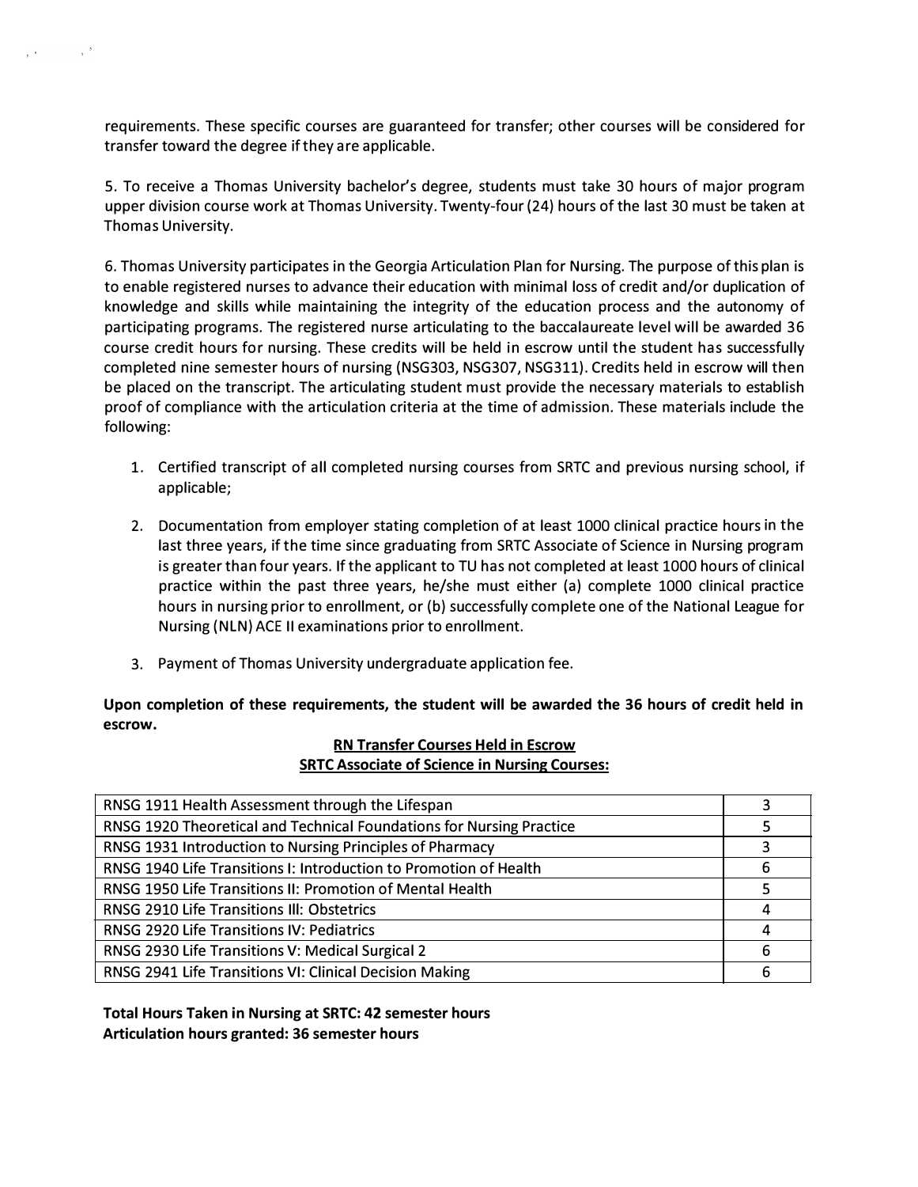requirements. These specific courses are guaranteed for transfer; other courses will be considered for transfer toward the degree if they are applicable.

5. To receive a Thomas University bachelor's degree, students must take 30 hours of major program upper division course work at Thomas University. Twenty-four (24) hours of the last 30 must be taken at Thomas University.

6. Thomas University participates in the Georgia Articulation Plan for Nursing. The purpose of this plan is to enable registered nurses to advance their education with minimal loss of credit and/or duplication of knowledge and skills while maintaining the integrity of the education process and the autonomy of participating programs. The registered nurse articulating to the baccalaureate level will be awarded 36 course credit hours for nursing. These credits will be held in escrow until the student has successfully completed nine semester hours of nursing (NSG303, NSG307, NSG311). Credits held in escrow will then be placed on the transcript. The articulating student must provide the necessary materials to establish proof of compliance with the articulation criteria at the time of admission. These materials include the following:

1. Certified transcript of all completed nursing courses from SRTC and previous nursing school, if applicable;
2. Documentation from employer stating completion of at least 1000 clinical practice hours in the last three years, if the time since graduating from SRTC Associate of Science in Nursing program is greater than four years. If the applicant to TU has not completed at least 1000 hours of clinical practice within the past three years, he/she must either (a) complete 1000 clinical practice hours in nursing prior to enrollment, or (b) successfully complete one of the National League for Nursing (NLN) ACE II examinations prior to enrollment.
3. Payment of Thomas University undergraduate application fee.

**Upon completion of these requirements, the student will be awarded the 36 hours of credit held in escrow.**

**RN Transfer Courses Held in Escrow**
**SRTC Associate of Science in Nursing Courses:**

| Course | Hours |
|---|---|
| RNSG 1911 Health Assessment through the Lifespan | 3 |
| RNSG 1920 Theoretical and Technical Foundations for Nursing Practice | 5 |
| RNSG 1931 Introduction to Nursing Principles of Pharmacy | 3 |
| RNSG 1940 Life Transitions I: Introduction to Promotion of Health | 6 |
| RNSG 1950 Life Transitions II: Promotion of Mental Health | 5 |
| RNSG 2910 Life Transitions III: Obstetrics | 4 |
| RNSG 2920 Life Transitions IV: Pediatrics | 4 |
| RNSG 2930 Life Transitions V: Medical Surgical 2 | 6 |
| RNSG 2941 Life Transitions VI: Clinical Decision Making | 6 |

**Total Hours Taken in Nursing at SRTC: 42 semester hours**
**Articulation hours granted: 36 semester hours**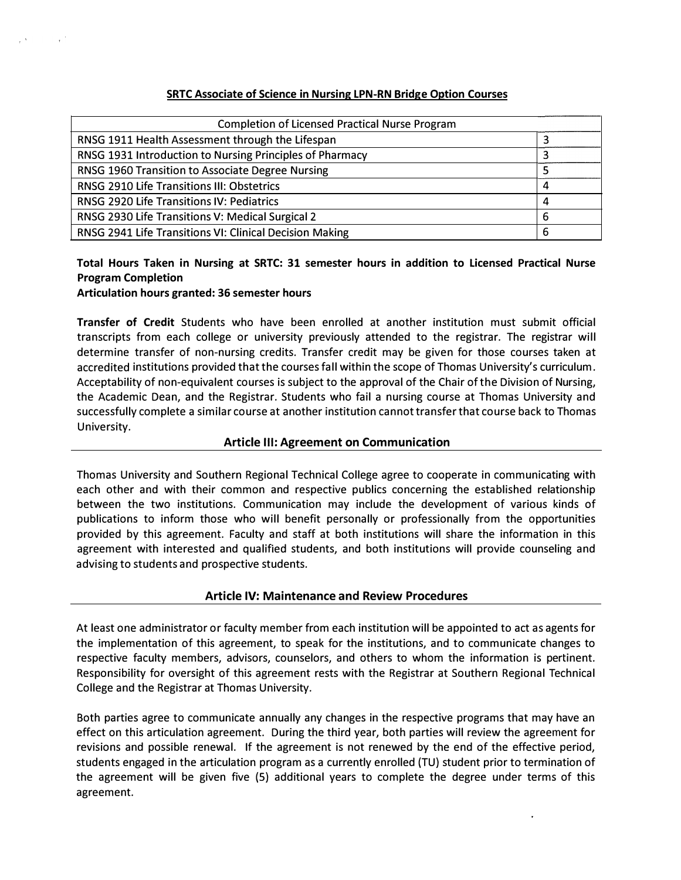**SRTC Associate of Science in Nursing LPN-RN Bridge Option Courses**

| Completion of Licensed Practical Nurse Program | |
|---|---|
| RNSG 1911 Health Assessment through the Lifespan | 3 |
| RNSG 1931 Introduction to Nursing Principles of Pharmacy | 3 |
| RNSG 1960 Transition to Associate Degree Nursing | 5 |
| RNSG 2910 Life Transitions III: Obstetrics | 4 |
| RNSG 2920 Life Transitions IV: Pediatrics | 4 |
| RNSG 2930 Life Transitions V: Medical Surgical 2 | 6 |
| RNSG 2941 Life Transitions VI: Clinical Decision Making | 6 |

**Total Hours Taken in Nursing at SRTC: 31 semester hours in addition to Licensed Practical Nurse Program Completion**
**Articulation hours granted: 36 semester hours**

**Transfer of Credit** Students who have been enrolled at another institution must submit official transcripts from each college or university previously attended to the registrar. The registrar will determine transfer of non-nursing credits. Transfer credit may be given for those courses taken at accredited institutions provided that the courses fall within the scope of Thomas University's curriculum. Acceptability of non-equivalent courses is subject to the approval of the Chair of the Division of Nursing, the Academic Dean, and the Registrar. Students who fail a nursing course at Thomas University and successfully complete a similar course at another institution cannot transfer that course back to Thomas University.

## Article III: Agreement on Communication

Thomas University and Southern Regional Technical College agree to cooperate in communicating with each other and with their common and respective publics concerning the established relationship between the two institutions. Communication may include the development of various kinds of publications to inform those who will benefit personally or professionally from the opportunities provided by this agreement. Faculty and staff at both institutions will share the information in this agreement with interested and qualified students, and both institutions will provide counseling and advising to students and prospective students.

## Article IV: Maintenance and Review Procedures

At least one administrator or faculty member from each institution will be appointed to act as agents for the implementation of this agreement, to speak for the institutions, and to communicate changes to respective faculty members, advisors, counselors, and others to whom the information is pertinent. Responsibility for oversight of this agreement rests with the Registrar at Southern Regional Technical College and the Registrar at Thomas University.

Both parties agree to communicate annually any changes in the respective programs that may have an effect on this articulation agreement. During the third year, both parties will review the agreement for revisions and possible renewal. If the agreement is not renewed by the end of the effective period, students engaged in the articulation program as a currently enrolled (TU) student prior to termination of the agreement will be given five (5) additional years to complete the degree under terms of this agreement.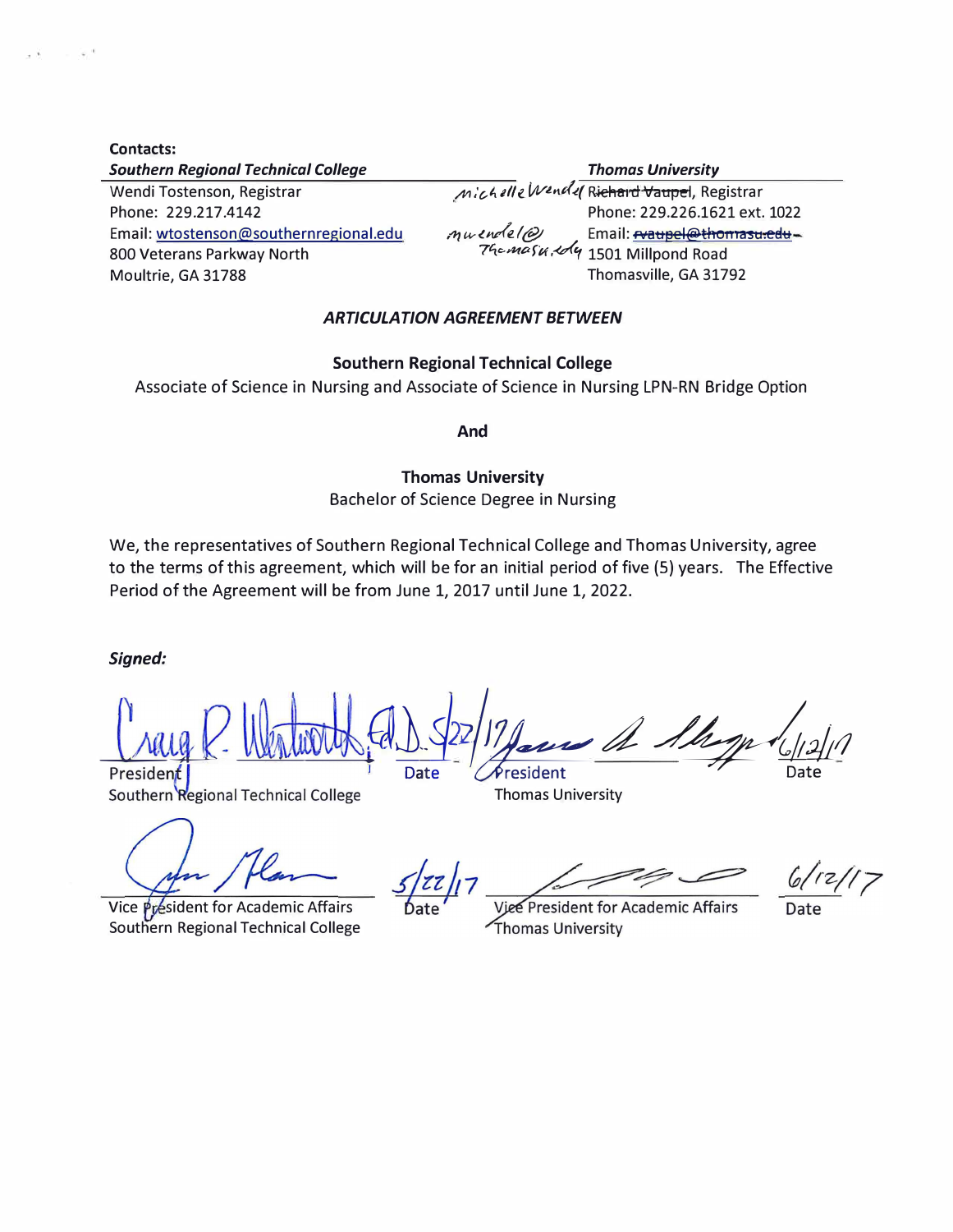**Contacts:**

| ***Southern Regional Technical College*** | ***Thomas University*** |
| --- | --- |
| Wendi Tostenson, Registrar | Michelle Wendel ~~Richard Vaupel~~, Registrar |
| Phone: 229.217.4142 | Phone: 229.226.1621 ext. 1022 |
| Email: wtostenson@southernregional.edu | Email: ~~rvaupel@thomasu.edu~~ mwendel@thomasu.edu |
| 800 Veterans Parkway North | 1501 Millpond Road |
| Moultrie, GA 31788 | Thomasville, GA 31792 |

***ARTICULATION AGREEMENT BETWEEN***

**Southern Regional Technical College**

Associate of Science in Nursing and Associate of Science in Nursing LPN-RN Bridge Option

**And**

**Thomas University**

Bachelor of Science Degree in Nursing

We, the representatives of Southern Regional Technical College and Thomas University, agree to the terms of this agreement, which will be for an initial period of five (5) years. The Effective Period of the Agreement will be from June 1, 2017 until June 1, 2022.

***Signed:***

Craig R. Wentworth, Ed.D. — 5/22/17

President, Southern Regional Technical College — Date

[signature] — 6/12/17

President, Thomas University — Date

[signature] — 5/22/17

Vice President for Academic Affairs, Southern Regional Technical College — Date

[signature] — 6/12/17

Vice President for Academic Affairs, Thomas University — Date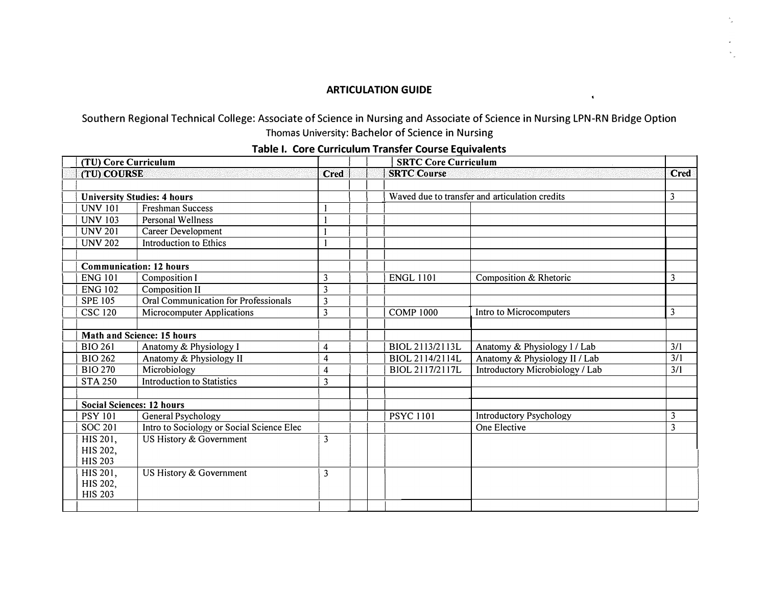**ARTICULATION GUIDE**

Southern Regional Technical College: Associate of Science in Nursing and Associate of Science in Nursing LPN-RN Bridge Option
Thomas University: Bachelor of Science in Nursing

**Table I. Core Curriculum Transfer Course Equivalents**

| (TU) Core Curriculum | | | SRTC Core Curriculum | | |
|---|---|---|---|---|---|
| **(TU) COURSE** | | **Cred** | **SRTC Course** | | **Cred** |
| | | | | | |
| **University Studies: 4 hours** | | | Waved due to transfer and articulation credits | | 3 |
| UNV 101 | Freshman Success | 1 | | | |
| UNV 103 | Personal Wellness | 1 | | | |
| UNV 201 | Career Development | 1 | | | |
| UNV 202 | Introduction to Ethics | 1 | | | |
| | | | | | |
| **Communication: 12 hours** | | | | | |
| ENG 101 | Composition I | 3 | ENGL 1101 | Composition & Rhetoric | 3 |
| ENG 102 | Composition II | 3 | | | |
| SPE 105 | Oral Communication for Professionals | 3 | | | |
| CSC 120 | Microcomputer Applications | 3 | COMP 1000 | Intro to Microcomputers | 3 |
| | | | | | |
| **Math and Science: 15 hours** | | | | | |
| BIO 261 | Anatomy & Physiology I | 4 | BIOL 2113/2113L | Anatomy & Physiology I / Lab | 3/1 |
| BIO 262 | Anatomy & Physiology II | 4 | BIOL 2114/2114L | Anatomy & Physiology II / Lab | 3/1 |
| BIO 270 | Microbiology | 4 | BIOL 2117/2117L | Introductory Microbiology / Lab | 3/1 |
| STA 250 | Introduction to Statistics | 3 | | | |
| | | | | | |
| **Social Sciences: 12 hours** | | | | | |
| PSY 101 | General Psychology | | PSYC 1101 | Introductory Psychology | 3 |
| SOC 201 | Intro to Sociology or Social Science Elec | | | One Elective | 3 |
| HIS 201, HIS 202, HIS 203 | US History & Government | 3 | | | |
| HIS 201, HIS 202, HIS 203 | US History & Government | 3 | | | |
| | | | | | |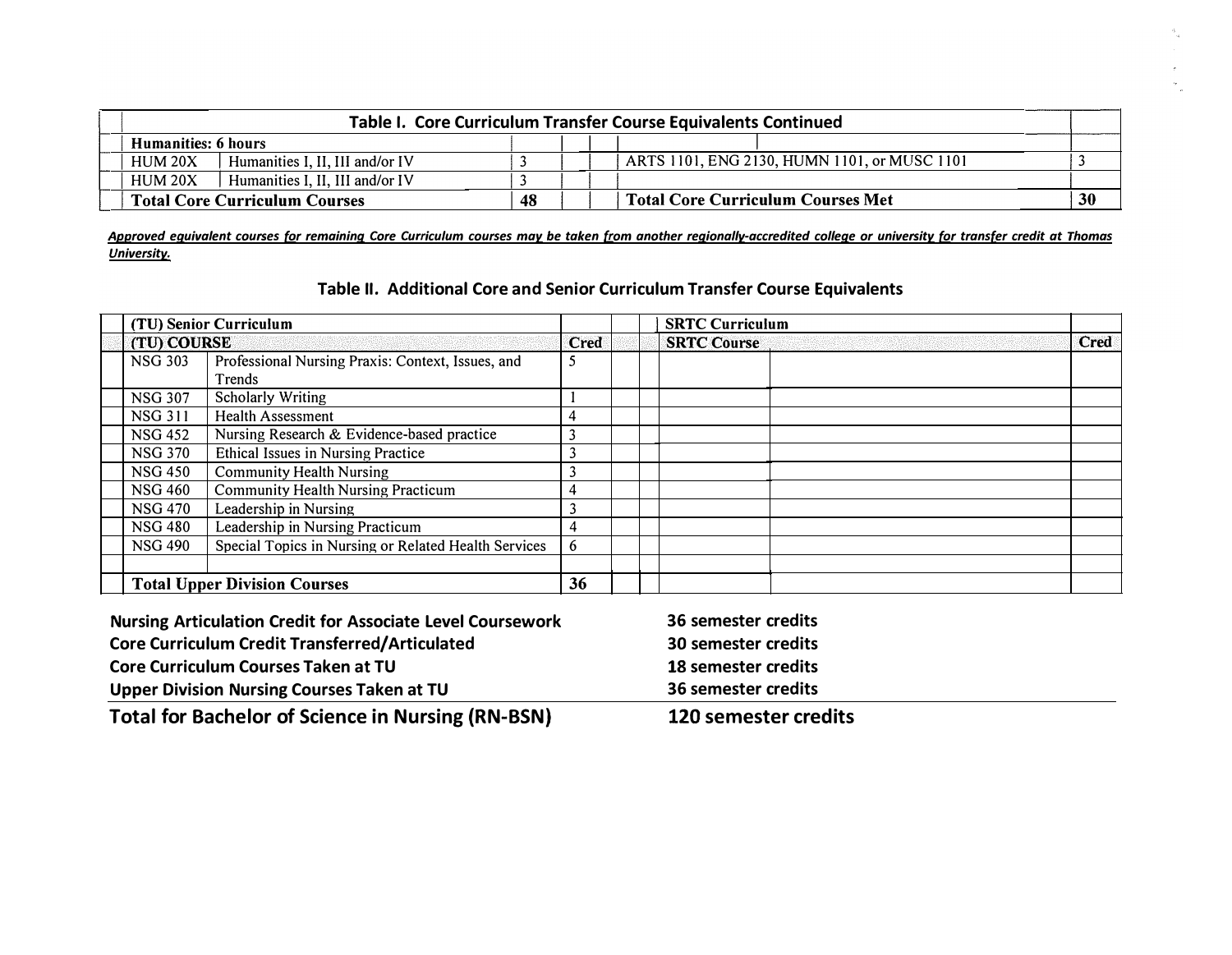**Table I. Core Curriculum Transfer Course Equivalents Continued**

| | | | | |
|---|---|---|---|---|
| **Humanities: 6 hours** | | | | |
| HUM 20X | Humanities I, II, III and/or IV | 3 | ARTS 1101, ENG 2130, HUMN 1101, or MUSC 1101 | 3 |
| HUM 20X | Humanities I, II, III and/or IV | 3 | | |
| **Total Core Curriculum Courses** | | **48** | **Total Core Curriculum Courses Met** | **30** |

***Approved equivalent courses for remaining Core Curriculum courses may be taken from another regionally-accredited college or university for transfer credit at Thomas University.***

**Table II. Additional Core and Senior Curriculum Transfer Course Equivalents**

| **(TU) Senior Curriculum** | | | **SRTC Curriculum** | | |
|---|---|---|---|---|---|
| **(TU) COURSE** | | **Cred** | **SRTC Course** | | **Cred** |
| NSG 303 | Professional Nursing Praxis: Context, Issues, and Trends | 5 | | | |
| NSG 307 | Scholarly Writing | 1 | | | |
| NSG 311 | Health Assessment | 4 | | | |
| NSG 452 | Nursing Research & Evidence-based practice | 3 | | | |
| NSG 370 | Ethical Issues in Nursing Practice | 3 | | | |
| NSG 450 | Community Health Nursing | 3 | | | |
| NSG 460 | Community Health Nursing Practicum | 4 | | | |
| NSG 470 | Leadership in Nursing | 3 | | | |
| NSG 480 | Leadership in Nursing Practicum | 4 | | | |
| NSG 490 | Special Topics in Nursing or Related Health Services | 6 | | | |
| | | | | | |
| **Total Upper Division Courses** | | **36** | | | |

| | |
|---|---|
| **Nursing Articulation Credit for Associate Level Coursework** | **36 semester credits** |
| **Core Curriculum Credit Transferred/Articulated** | **30 semester credits** |
| **Core Curriculum Courses Taken at TU** | **18 semester credits** |
| **Upper Division Nursing Courses Taken at TU** | **36 semester credits** |
| **Total for Bachelor of Science in Nursing (RN-BSN)** | **120 semester credits** |